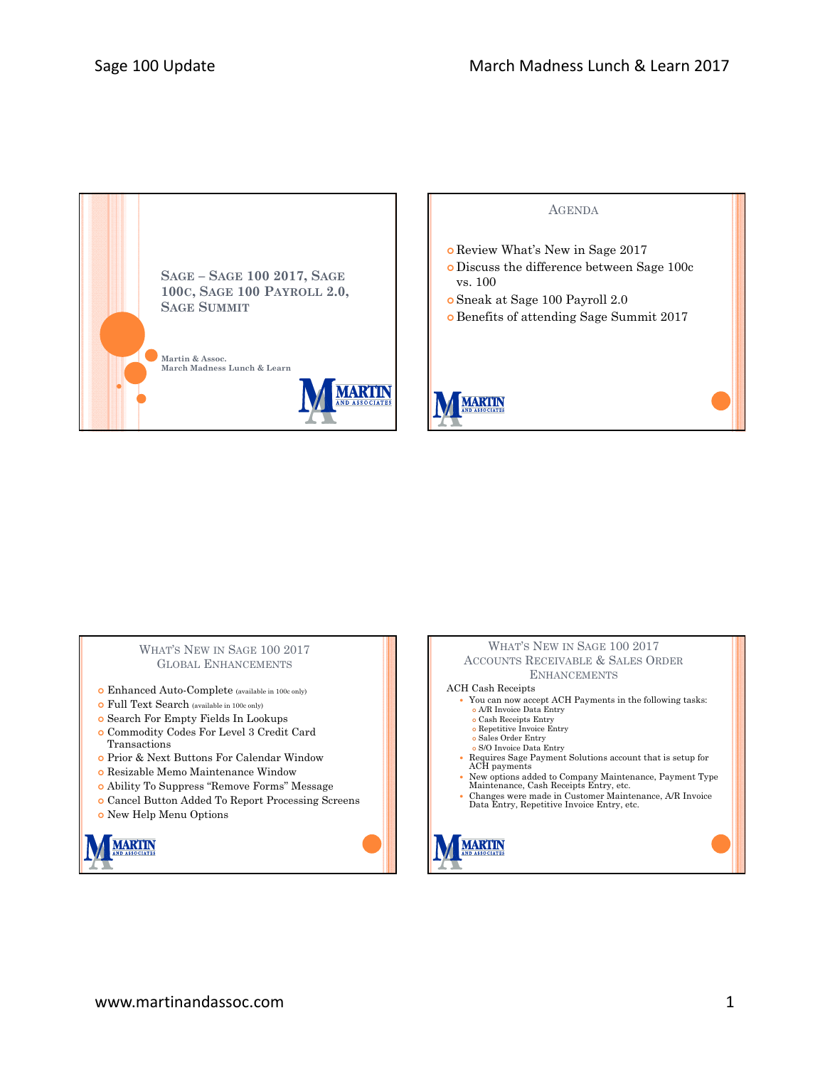## Sage – Sage 100 2017, Sage 100c, Sage 100 Payroll 2.0, Sage Summit

**Martin & Assoc.**
**March Madness Lunch & Learn**

## Agenda

- Review What's New in Sage 2017
- Discuss the difference between Sage 100c vs. 100
- Sneak at Sage 100 Payroll 2.0
- Benefits of attending Sage Summit 2017

## What's New in Sage 100 2017 Global Enhancements

- Enhanced Auto-Complete (available in 100c only)
- Full Text Search (available in 100c only)
- Search For Empty Fields In Lookups
- Commodity Codes For Level 3 Credit Card Transactions
- Prior & Next Buttons For Calendar Window
- Resizable Memo Maintenance Window
- Ability To Suppress "Remove Forms" Message
- Cancel Button Added To Report Processing Screens
- New Help Menu Options

## What's New in Sage 100 2017 Accounts Receivable & Sales Order Enhancements

ACH Cash Receipts

- You can now accept ACH Payments in the following tasks:
  - A/R Invoice Data Entry
  - Cash Receipts Entry
  - Repetitive Invoice Entry
  - Sales Order Entry
  - S/O Invoice Data Entry
- Requires Sage Payment Solutions account that is setup for ACH payments
- New options added to Company Maintenance, Payment Type Maintenance, Cash Receipts Entry, etc.
- Changes were made in Customer Maintenance, A/R Invoice Data Entry, Repetitive Invoice Entry, etc.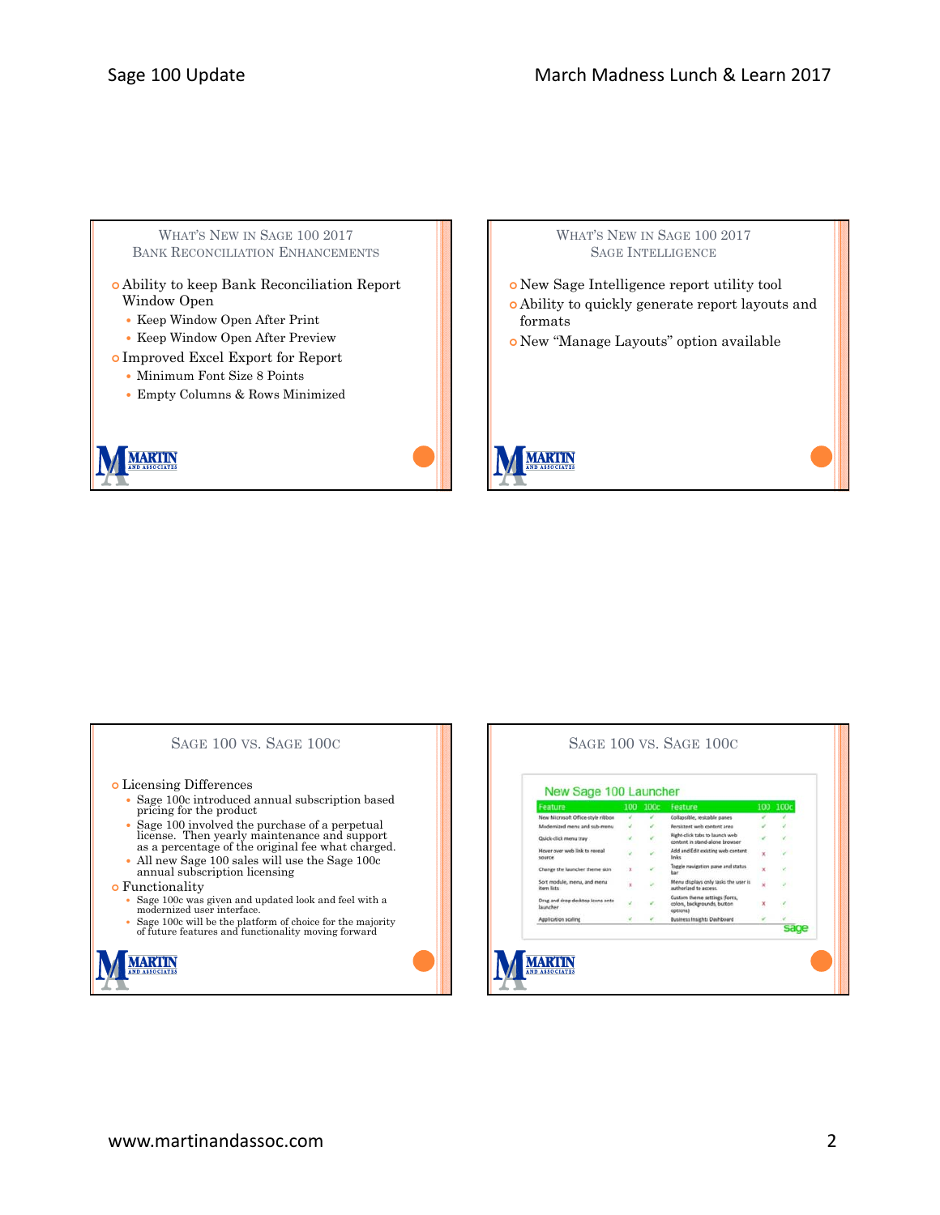## What's New in Sage 100 2017
### Bank Reconciliation Enhancements

- Ability to keep Bank Reconciliation Report Window Open
  - Keep Window Open After Print
  - Keep Window Open After Preview
- Improved Excel Export for Report
  - Minimum Font Size 8 Points
  - Empty Columns & Rows Minimized

## What's New in Sage 100 2017
### Sage Intelligence

- New Sage Intelligence report utility tool
- Ability to quickly generate report layouts and formats
- New "Manage Layouts" option available

## Sage 100 vs. Sage 100c

- Licensing Differences
  - Sage 100c introduced annual subscription based pricing for the product
  - Sage 100 involved the purchase of a perpetual license. Then yearly maintenance and support as a percentage of the original fee what charged.
  - All new Sage 100 sales will use the Sage 100c annual subscription licensing
- Functionality
  - Sage 100c was given and updated look and feel with a modernized user interface.
  - Sage 100c will be the platform of choice for the majority of future features and functionality moving forward

## Sage 100 vs. Sage 100c

New Sage 100 Launcher

| Feature | 100 | 100c | Feature | 100 | 100c |
|---|---|---|---|---|---|
| New Microsoft Office-style ribbon | ✓ | ✓ | Collapsible, resizable panes | ✓ | ✓ |
| Modernized menu and sub-menu | ✓ | ✓ | Persistent web content area | ✓ | ✓ |
| Quick-click menu tray | ✓ | ✓ | Right-click tabs to launch web content in stand-alone browser | ✓ | ✓ |
| Hover over web link to reveal source | ✓ | ✓ | Add and Edit existing web content links | x | ✓ |
| Change the launcher theme skin | x | ✓ | Toggle navigation pane and status bar | x | ✓ |
| Sort module, menu, and menu item lists | x | ✓ | Menu displays only tasks the user is authorized to access. | x | ✓ |
| Drag and drop desktop icons onto launcher | ✓ | ✓ | Custom theme settings (fonts, colors, backgrounds, button options) | x | ✓ |
| Application scaling | ✓ | ✓ | Business Insights Dashboard | ✓ | ✓ |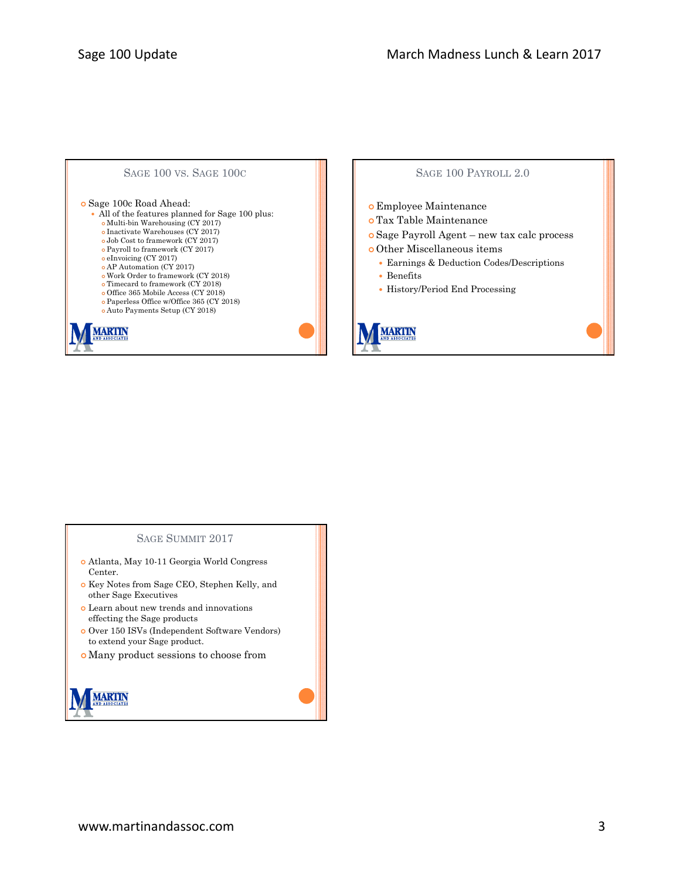## Sage 100 vs. Sage 100c

- Sage 100c Road Ahead:
  - All of the features planned for Sage 100 plus:
    - Multi-bin Warehousing (CY 2017)
    - Inactivate Warehouses (CY 2017)
    - Job Cost to framework (CY 2017)
    - Payroll to framework (CY 2017)
    - eInvoicing (CY 2017)
    - AP Automation (CY 2017)
    - Work Order to framework (CY 2018)
    - Timecard to framework (CY 2018)
    - Office 365 Mobile Access (CY 2018)
    - Paperless Office w/Office 365 (CY 2018)
    - Auto Payments Setup (CY 2018)

## Sage 100 Payroll 2.0

- Employee Maintenance
- Tax Table Maintenance
- Sage Payroll Agent – new tax calc process
- Other Miscellaneous items
  - Earnings & Deduction Codes/Descriptions
  - Benefits
  - History/Period End Processing

## Sage Summit 2017

- Atlanta, May 10-11 Georgia World Congress Center.
- Key Notes from Sage CEO, Stephen Kelly, and other Sage Executives
- Learn about new trends and innovations effecting the Sage products
- Over 150 ISVs (Independent Software Vendors) to extend your Sage product.
- Many product sessions to choose from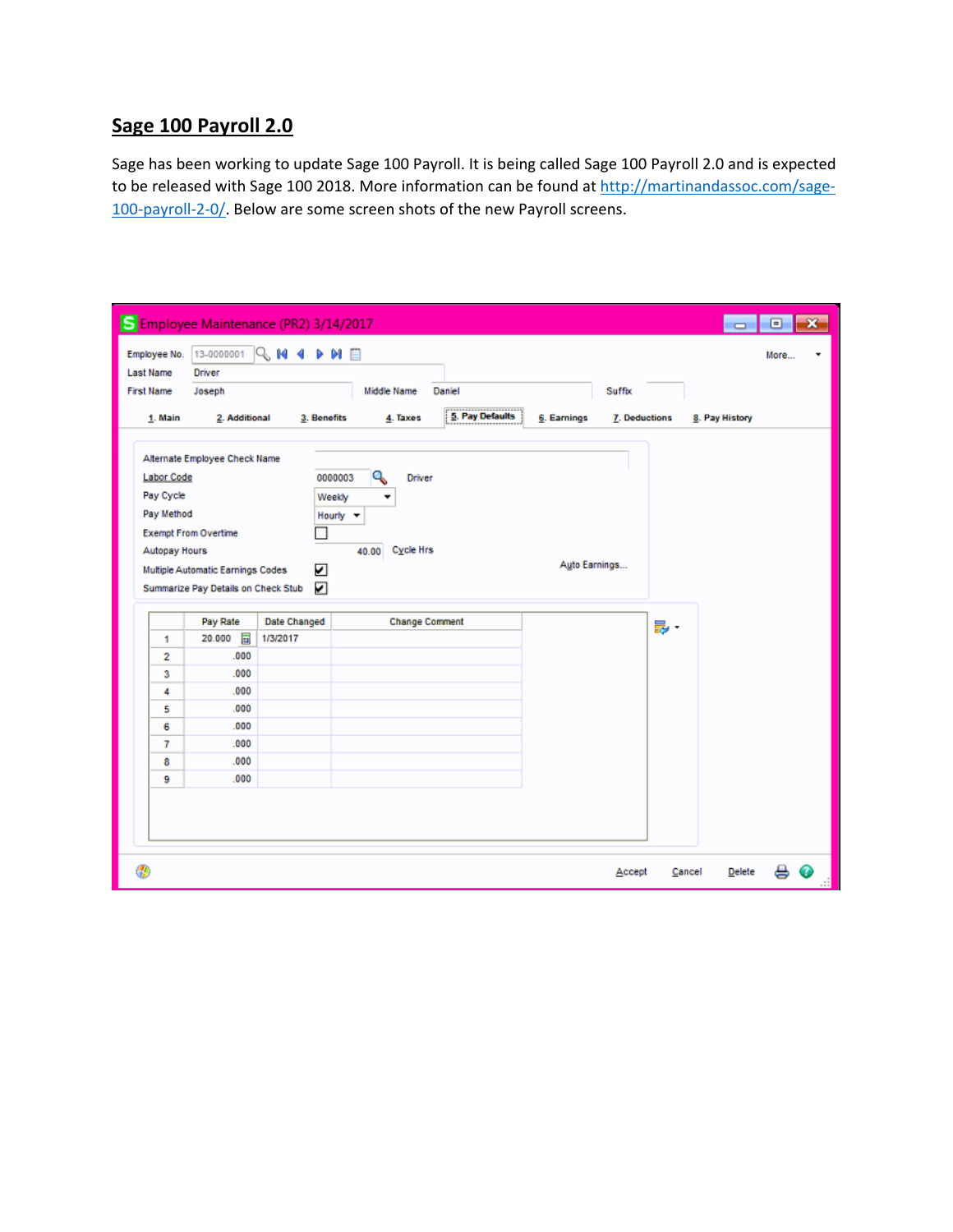## Sage 100 Payroll 2.0

Sage has been working to update Sage 100 Payroll. It is being called Sage 100 Payroll 2.0 and is expected to be released with Sage 100 2018. More information can be found at http://martinandassoc.com/sage-100-payroll-2-0/. Below are some screen shots of the new Payroll screens.

Employee Maintenance (PR2) 3/14/2017

Employee No. 13-0000001  More...

Last Name Driver

First Name Joseph  Middle Name Daniel  Suffix

1. Main  2. Additional  3. Benefits  4. Taxes  5. Pay Defaults  6. Earnings  7. Deductions  8. Pay History

Alternate Employee Check Name

Labor Code 0000003 Driver

Pay Cycle Weekly

Pay Method Hourly

Exempt From Overtime

Autopay Hours 40.00 Cycle Hrs

Multiple Automatic Earnings Codes

Summarize Pay Details on Check Stub

Auto Earnings...

| | Pay Rate | Date Changed | Change Comment |
|---|---|---|---|
| 1 | 20.000 | 1/3/2017 | |
| 2 | .000 | | |
| 3 | .000 | | |
| 4 | .000 | | |
| 5 | .000 | | |
| 6 | .000 | | |
| 7 | .000 | | |
| 8 | .000 | | |
| 9 | .000 | | |

Accept  Cancel  Delete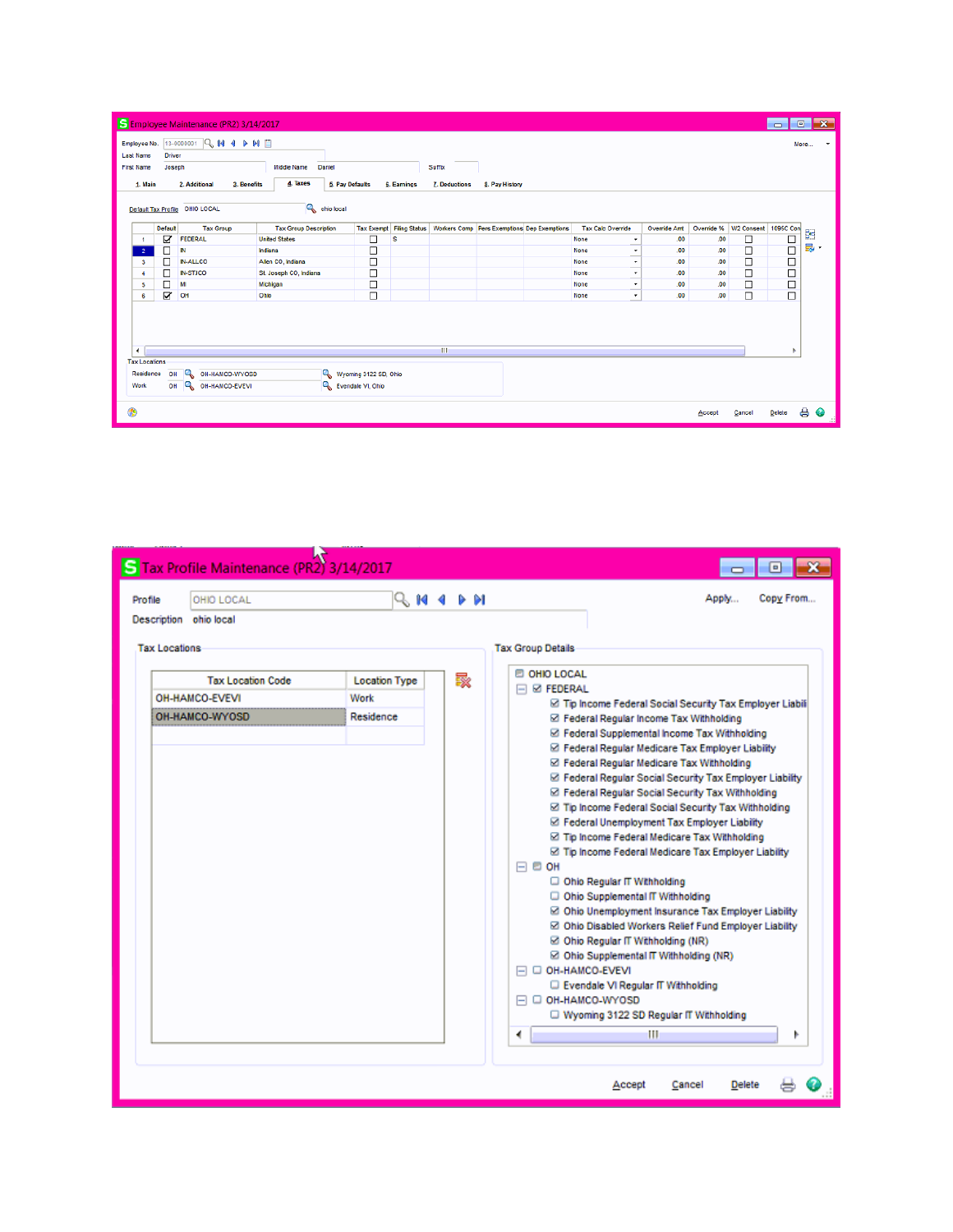**Employee Maintenance (PR2) 3/14/2017**

Employee No. 13-0003001
Last Name Driver
First Name Joseph    Middle Name Daniel    Suffix

1. Main | 2. Additional | 3. Benefits | 4. Taxes | 5. Pay Defaults | 6. Earnings | 7. Deductions | 8. Pay History

Default Tax Profile OHIO LOCAL    ohio local

| | Default | Tax Group | Tax Group Description | Tax Exempt | Filing Status | Workers Comp | Pers Exemptions | Dep Exemptions | Tax Calc Override | Override Amt | Override % | W2 Consent | 1095C Con |
|---|---|---|---|---|---|---|---|---|---|---|---|---|---|
| 1 | ☑ | FEDERAL | United States | ☐ | S | | | | None | .00 | .00 | ☐ | ☐ |
| 2 | ☐ | IN | Indiana | ☐ | | | | | None | .00 | .00 | ☐ | ☐ |
| 3 | ☐ | IN-ALLCO | Allen CO, Indiana | ☐ | | | | | None | .00 | .00 | ☐ | ☐ |
| 4 | ☐ | IN-STJCO | St. Joseph CO, Indiana | ☐ | | | | | None | .00 | .00 | ☐ | ☐ |
| 5 | ☐ | MI | Michigan | ☐ | | | | | None | .00 | .00 | ☐ | ☐ |
| 6 | ☑ | OH | Ohio | ☐ | | | | | None | .00 | .00 | ☐ | ☐ |

Tax Locations

| | | | |
|---|---|---|---|
| Residence | OH | OH-HAMCO-WYOSD | Wyoming 3122 SD, Ohio |
| Work | OH | OH-HAMCO-EVEVI | Evendale VI, Ohio |

Accept  Cancel  Delete

**Tax Profile Maintenance (PR2) 3/14/2017**

Profile OHIO LOCAL    Apply...  Copy From...
Description ohio local

Tax Locations

| Tax Location Code | Location Type |
|---|---|
| OH-HAMCO-EVEVI | Work |
| OH-HAMCO-WYOSD | Residence |

Tax Group Details

- OHIO LOCAL
  - ☑ FEDERAL
    - ☑ Tip Income Federal Social Security Tax Employer Liabili
    - ☑ Federal Regular Income Tax Withholding
    - ☑ Federal Supplemental Income Tax Withholding
    - ☑ Federal Regular Medicare Tax Employer Liability
    - ☑ Federal Regular Medicare Tax Withholding
    - ☑ Federal Regular Social Security Tax Employer Liability
    - ☑ Federal Regular Social Security Tax Withholding
    - ☑ Tip Income Federal Social Security Tax Withholding
    - ☑ Federal Unemployment Tax Employer Liability
    - ☑ Tip Income Federal Medicare Tax Withholding
    - ☑ Tip Income Federal Medicare Tax Employer Liability
  - OH
    - ☐ Ohio Regular IT Withholding
    - ☐ Ohio Supplemental IT Withholding
    - ☑ Ohio Unemployment Insurance Tax Employer Liability
    - ☑ Ohio Disabled Workers Relief Fund Employer Liability
    - ☑ Ohio Regular IT Withholding (NR)
    - ☑ Ohio Supplemental IT Withholding (NR)
  - ☐ OH-HAMCO-EVEVI
    - ☐ Evendale VI Regular IT Withholding
  - ☐ OH-HAMCO-WYOSD
    - ☐ Wyoming 3122 SD Regular IT Withholding

Accept  Cancel  Delete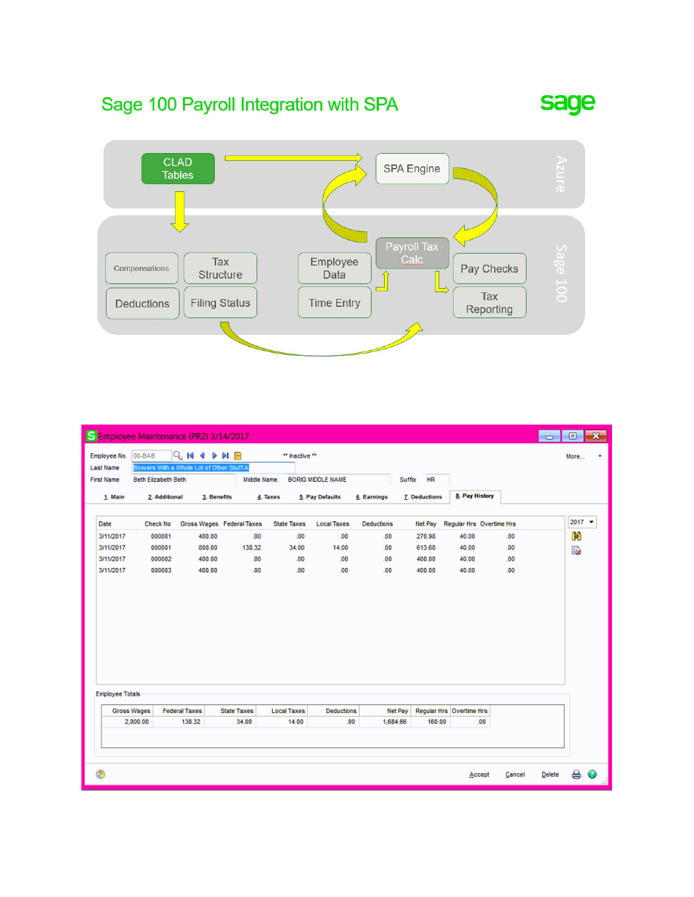# Sage 100 Payroll Integration with SPA

**sage**

**Azure**

- CLAD Tables
- SPA Engine

**Sage 100**

- Compensations
- Tax Structure
- Deductions
- Filing Status
- Employee Data
- Time Entry
- Payroll Tax Calc
- Pay Checks
- Tax Reporting

**Employee Maintenance (PR2) 3/14/2017**

Employee No. 00-BAB — ** Inactive **

Last Name: Bowers With a Whole Lot of Other Stuff A

First Name: Beth Elizabeth Beth — Middle Name: BORIG MIDDLE NAME — Suffix: HR

1. Main | 2. Additional | 3. Benefits | 4. Taxes | 5. Pay Defaults | 6. Earnings | 7. Deductions | 8. Pay History

Year: 2017

| Date | Check No | Gross Wages | Federal Taxes | State Taxes | Local Taxes | Deductions | Net Pay | Regular Hrs | Overtime Hrs |
|---|---|---|---|---|---|---|---|---|---|
| 3/11/2017 | 000001 | 400.00 | .00 | .00 | .00 | .00 | 270.98 | 40.00 | .00 |
| 3/11/2017 | 000001 | 800.00 | 138.32 | 34.00 | 14.00 | .00 | 613.68 | 40.00 | .00 |
| 3/11/2017 | 000002 | 400.00 | .00 | .00 | .00 | .00 | 400.00 | 40.00 | .00 |
| 3/11/2017 | 000003 | 400.00 | .00 | .00 | .00 | .00 | 400.00 | 40.00 | .00 |

Employee Totals

| Gross Wages | Federal Taxes | State Taxes | Local Taxes | Deductions | Net Pay | Regular Hrs | Overtime Hrs |
|---|---|---|---|---|---|---|---|
| 2,000.00 | 138.32 | 34.00 | 14.00 | .00 | 1,684.66 | 160.00 | .00 |

Accept | Cancel | Delete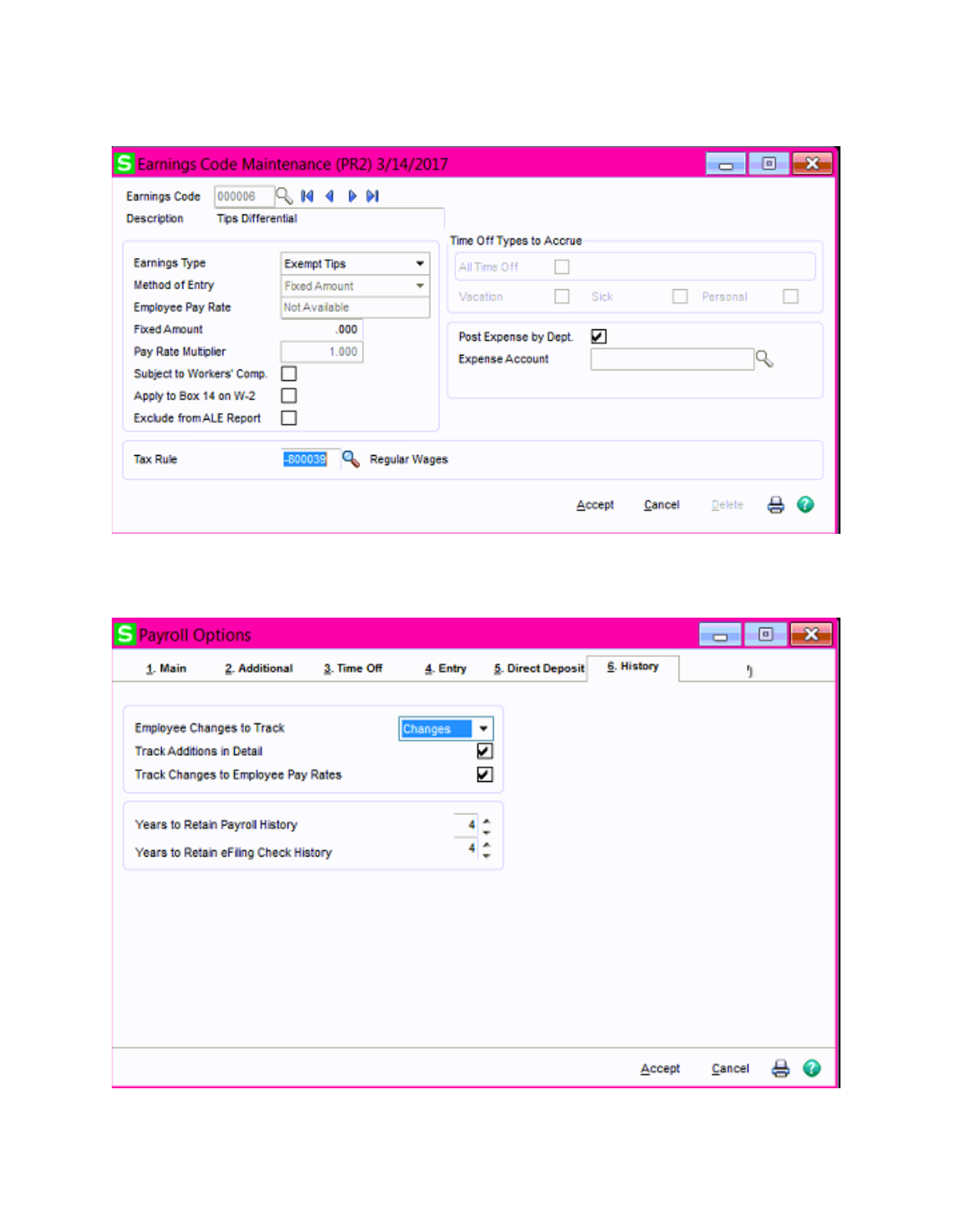**Earnings Code Maintenance (PR2) 3/14/2017**

Earnings Code: 000006

Description: Tips Differential

| | |
|---|---|
| Earnings Type | Exempt Tips |
| Method of Entry | Fixed Amount |
| Employee Pay Rate | Not Available |
| Fixed Amount | .000 |
| Pay Rate Multiplier | 1.000 |
| Subject to Workers' Comp. | ☐ |
| Apply to Box 14 on W-2 | ☐ |
| Exclude from ALE Report | ☐ |

Time Off Types to Accrue

All Time Off ☐

Vacation ☐ Sick ☐ Personal ☐

Post Expense by Dept. ☑

Expense Account

Tax Rule: 800039 Regular Wages

Accept Cancel Delete

**Payroll Options**

1. Main | 2. Additional | 3. Time Off | 4. Entry | 5. Direct Deposit | 6. History

| | |
|---|---|
| Employee Changes to Track | Changes |
| Track Additions in Detail | ☑ |
| Track Changes to Employee Pay Rates | ☑ |
| Years to Retain Payroll History | 4 |
| Years to Retain eFiling Check History | 4 |

Accept Cancel